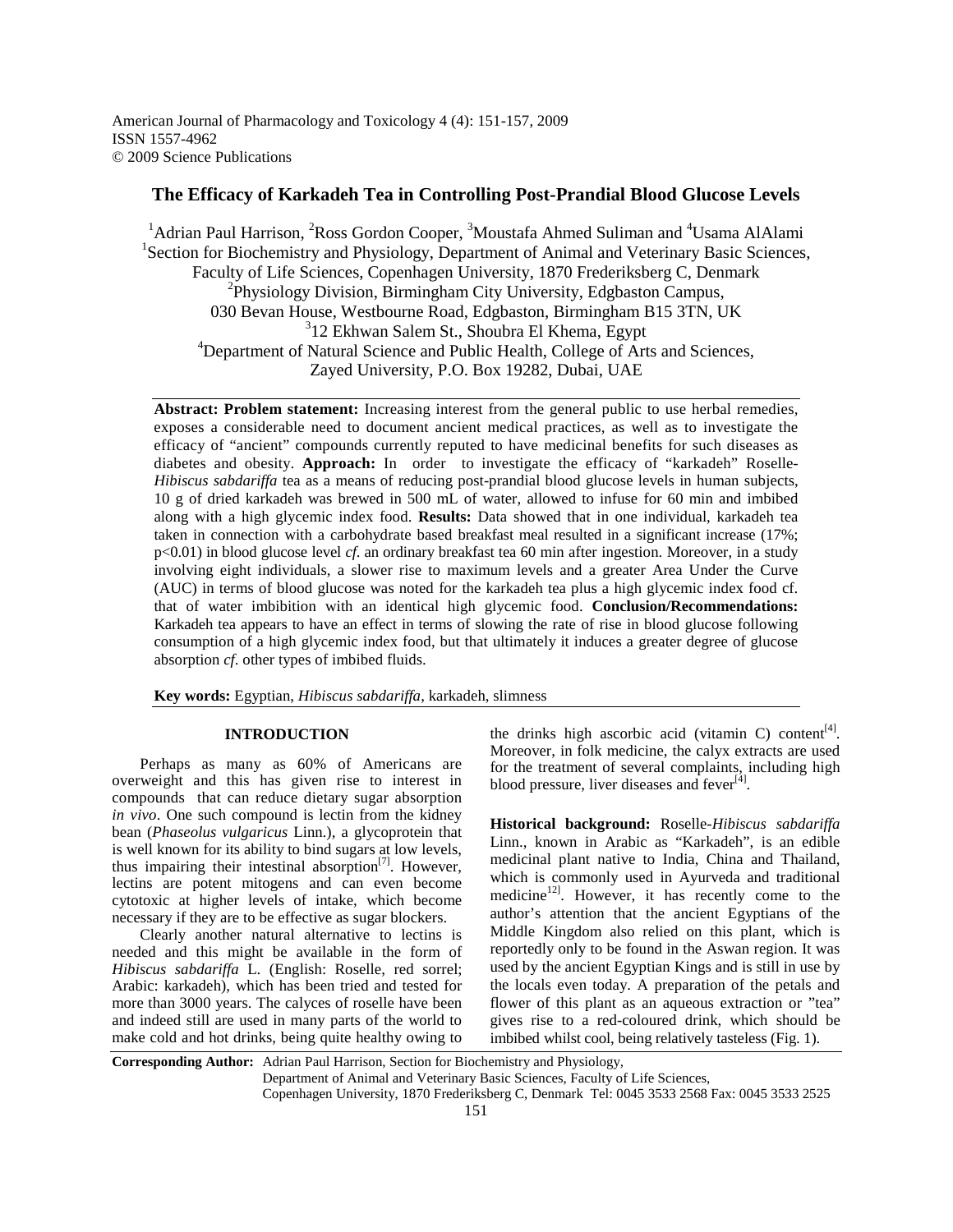American Journal of Pharmacology and Toxicology 4 (4): 151-157, 2009
ISSN 1557-4962
© 2009 Science Publications

# The Efficacy of Karkadeh Tea in Controlling Post-Prandial Blood Glucose Levels

[1]Adrian Paul Harrison, [2]Ross Gordon Cooper, [3]Moustafa Ahmed Suliman and [4]Usama AlAlami

[1]Section for Biochemistry and Physiology, Department of Animal and Veterinary Basic Sciences, Faculty of Life Sciences, Copenhagen University, 1870 Frederiksberg C, Denmark

[2]Physiology Division, Birmingham City University, Edgbaston Campus, 030 Bevan House, Westbourne Road, Edgbaston, Birmingham B15 3TN, UK

[3]12 Ekhwan Salem St., Shoubra El Khema, Egypt

[4]Department of Natural Science and Public Health, College of Arts and Sciences, Zayed University, P.O. Box 19282, Dubai, UAE

**Abstract: Problem statement:** Increasing interest from the general public to use herbal remedies, exposes a considerable need to document ancient medical practices, as well as to investigate the efficacy of "ancient" compounds currently reputed to have medicinal benefits for such diseases as diabetes and obesity. **Approach:** In order to investigate the efficacy of "karkadeh" Roselle-*Hibiscus sabdariffa* tea as a means of reducing post-prandial blood glucose levels in human subjects, 10 g of dried karkadeh was brewed in 500 mL of water, allowed to infuse for 60 min and imbibed along with a high glycemic index food. **Results:** Data showed that in one individual, karkadeh tea taken in connection with a carbohydrate based breakfast meal resulted in a significant increase (17%; $p<0.01$) in blood glucose level *cf*. an ordinary breakfast tea 60 min after ingestion. Moreover, in a study involving eight individuals, a slower rise to maximum levels and a greater Area Under the Curve (AUC) in terms of blood glucose was noted for the karkadeh tea plus a high glycemic index food cf. that of water imbibition with an identical high glycemic food. **Conclusion/Recommendations:** Karkadeh tea appears to have an effect in terms of slowing the rate of rise in blood glucose following consumption of a high glycemic index food, but that ultimately it induces a greater degree of glucose absorption *cf*. other types of imbibed fluids.

**Key words:** Egyptian, *Hibiscus sabdariffa*, karkadeh, slimness

## INTRODUCTION

Perhaps as many as 60% of Americans are overweight and this has given rise to interest in compounds that can reduce dietary sugar absorption *in vivo*. One such compound is lectin from the kidney bean (*Phaseolus vulgaricus* Linn.), a glycoprotein that is well known for its ability to bind sugars at low levels, thus impairing their intestinal absorption[7]. However, lectins are potent mitogens and can even become cytotoxic at higher levels of intake, which become necessary if they are to be effective as sugar blockers.

Clearly another natural alternative to lectins is needed and this might be available in the form of *Hibiscus sabdariffa* L. (English: Roselle, red sorrel; Arabic: karkadeh), which has been tried and tested for more than 3000 years. The calyces of roselle have been and indeed still are used in many parts of the world to make cold and hot drinks, being quite healthy owing to the drinks high ascorbic acid (vitamin C) content[4]. Moreover, in folk medicine, the calyx extracts are used for the treatment of several complaints, including high blood pressure, liver diseases and fever[4].

**Historical background:** Roselle-*Hibiscus sabdariffa* Linn., known in Arabic as "Karkadeh", is an edible medicinal plant native to India, China and Thailand, which is commonly used in Ayurveda and traditional medicine[12]. However, it has recently come to the author's attention that the ancient Egyptians of the Middle Kingdom also relied on this plant, which is reportedly only to be found in the Aswan region. It was used by the ancient Egyptian Kings and is still in use by the locals even today. A preparation of the petals and flower of this plant as an aqueous extraction or "tea" gives rise to a red-coloured drink, which should be imbibed whilst cool, being relatively tasteless (Fig. 1).

**Corresponding Author:** Adrian Paul Harrison, Section for Biochemistry and Physiology, Department of Animal and Veterinary Basic Sciences, Faculty of Life Sciences, Copenhagen University, 1870 Frederiksberg C, Denmark Tel: 0045 3533 2568 Fax: 0045 3533 2525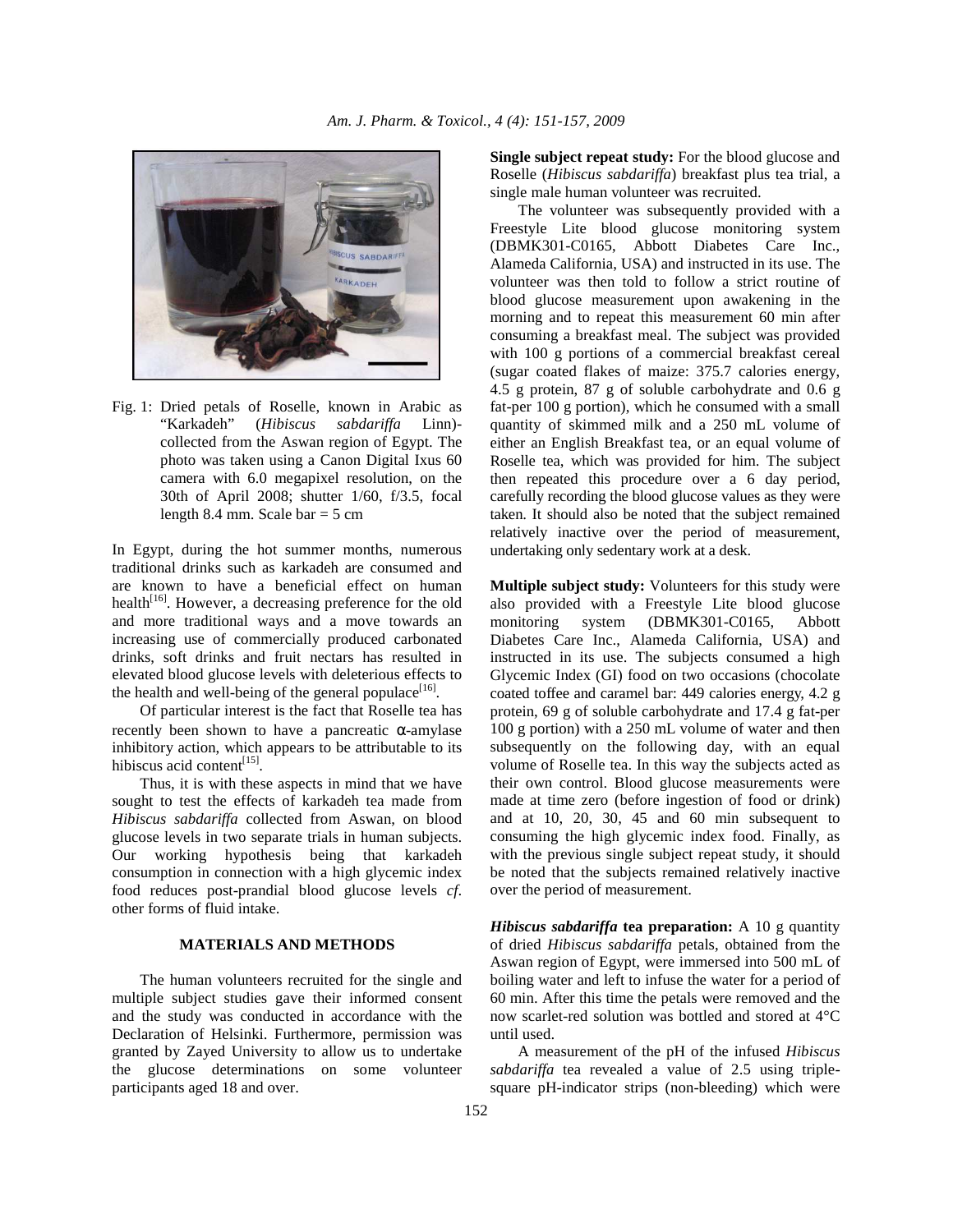Fig. 1: Dried petals of Roselle, known in Arabic as "Karkadeh" (*Hibiscus sabdariffa* Linn)-collected from the Aswan region of Egypt. The photo was taken using a Canon Digital Ixus 60 camera with 6.0 megapixel resolution, on the 30th of April 2008; shutter 1/60, f/3.5, focal length 8.4 mm. Scale bar = 5 cm

In Egypt, during the hot summer months, numerous traditional drinks such as karkadeh are consumed and are known to have a beneficial effect on human health[16]. However, a decreasing preference for the old and more traditional ways and a move towards an increasing use of commercially produced carbonated drinks, soft drinks and fruit nectars has resulted in elevated blood glucose levels with deleterious effects to the health and well-being of the general populace[16].

Of particular interest is the fact that Roselle tea has recently been shown to have a pancreatic α-amylase inhibitory action, which appears to be attributable to its hibiscus acid content[15].

Thus, it is with these aspects in mind that we have sought to test the effects of karkadeh tea made from *Hibiscus sabdariffa* collected from Aswan, on blood glucose levels in two separate trials in human subjects. Our working hypothesis being that karkadeh consumption in connection with a high glycemic index food reduces post-prandial blood glucose levels *cf*. other forms of fluid intake.

## MATERIALS AND METHODS

The human volunteers recruited for the single and multiple subject studies gave their informed consent and the study was conducted in accordance with the Declaration of Helsinki. Furthermore, permission was granted by Zayed University to allow us to undertake the glucose determinations on some volunteer participants aged 18 and over.

**Single subject repeat study:** For the blood glucose and Roselle (*Hibiscus sabdariffa*) breakfast plus tea trial, a single male human volunteer was recruited.

The volunteer was subsequently provided with a Freestyle Lite blood glucose monitoring system (DBMK301-C0165, Abbott Diabetes Care Inc., Alameda California, USA) and instructed in its use. The volunteer was then told to follow a strict routine of blood glucose measurement upon awakening in the morning and to repeat this measurement 60 min after consuming a breakfast meal. The subject was provided with 100 g portions of a commercial breakfast cereal (sugar coated flakes of maize: 375.7 calories energy, 4.5 g protein, 87 g of soluble carbohydrate and 0.6 g fat-per 100 g portion), which he consumed with a small quantity of skimmed milk and a 250 mL volume of either an English Breakfast tea, or an equal volume of Roselle tea, which was provided for him. The subject then repeated this procedure over a 6 day period, carefully recording the blood glucose values as they were taken. It should also be noted that the subject remained relatively inactive over the period of measurement, undertaking only sedentary work at a desk.

**Multiple subject study:** Volunteers for this study were also provided with a Freestyle Lite blood glucose monitoring system (DBMK301-C0165, Abbott Diabetes Care Inc., Alameda California, USA) and instructed in its use. The subjects consumed a high Glycemic Index (GI) food on two occasions (chocolate coated toffee and caramel bar: 449 calories energy, 4.2 g protein, 69 g of soluble carbohydrate and 17.4 g fat-per 100 g portion) with a 250 mL volume of water and then subsequently on the following day, with an equal volume of Roselle tea. In this way the subjects acted as their own control. Blood glucose measurements were made at time zero (before ingestion of food or drink) and at 10, 20, 30, 45 and 60 min subsequent to consuming the high glycemic index food. Finally, as with the previous single subject repeat study, it should be noted that the subjects remained relatively inactive over the period of measurement.

***Hibiscus sabdariffa*** **tea preparation:** A 10 g quantity of dried *Hibiscus sabdariffa* petals, obtained from the Aswan region of Egypt, were immersed into 500 mL of boiling water and left to infuse the water for a period of 60 min. After this time the petals were removed and the now scarlet-red solution was bottled and stored at 4°C until used.

A measurement of the pH of the infused *Hibiscus sabdariffa* tea revealed a value of 2.5 using triple-square pH-indicator strips (non-bleeding) which were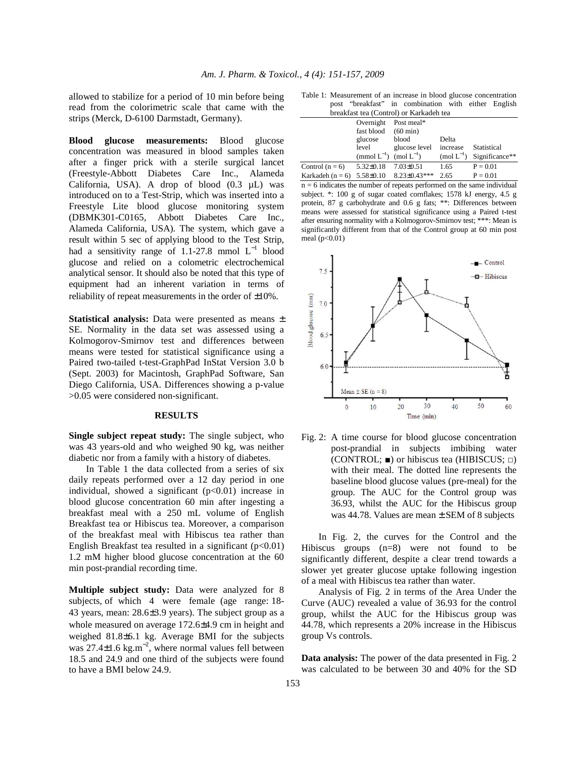allowed to stabilize for a period of 10 min before being read from the colorimetric scale that came with the strips (Merck, D-6100 Darmstadt, Germany).

**Blood glucose measurements:** Blood glucose concentration was measured in blood samples taken after a finger prick with a sterile surgical lancet (Freestyle-Abbott Diabetes Care Inc., Alameda California, USA). A drop of blood (0.3 µL) was introduced on to a Test-Strip, which was inserted into a Freestyle Lite blood glucose monitoring system (DBMK301-C0165, Abbott Diabetes Care Inc., Alameda California, USA). The system, which gave a result within 5 sec of applying blood to the Test Strip, had a sensitivity range of 1.1-27.8 mmol $L^{-1}$ blood glucose and relied on a colometric electrochemical analytical sensor. It should also be noted that this type of equipment had an inherent variation in terms of reliability of repeat measurements in the order of ±10%.

**Statistical analysis:** Data were presented as means ± SE. Normality in the data set was assessed using a Kolmogorov-Smirnov test and differences between means were tested for statistical significance using a Paired two-tailed t-test-GraphPad InStat Version 3.0 b (Sept. 2003) for Macintosh, GraphPad Software, San Diego California, USA. Differences showing a p-value >0.05 were considered non-significant.

## RESULTS

**Single subject repeat study:** The single subject, who was 43 years-old and who weighed 90 kg, was neither diabetic nor from a family with a history of diabetes.

In Table 1 the data collected from a series of six daily repeats performed over a 12 day period in one individual, showed a significant ($p<0.01$) increase in blood glucose concentration 60 min after ingesting a breakfast meal with a 250 mL volume of English Breakfast tea or Hibiscus tea. Moreover, a comparison of the breakfast meal with Hibiscus tea rather than English Breakfast tea resulted in a significant ($p<0.01$) 1.2 mM higher blood glucose concentration at the 60 min post-prandial recording time.

**Multiple subject study:** Data were analyzed for 8 subjects, of which 4 were female (age range: 18-43 years, mean: 28.6±3.9 years). The subject group as a whole measured on average 172.6±4.9 cm in height and weighed 81.8±6.1 kg. Average BMI for the subjects was 27.4±1.6 kg.$m^{-2}$, where normal values fell between 18.5 and 24.9 and one third of the subjects were found to have a BMI below 24.9.

Table 1: Measurement of an increase in blood glucose concentration post "breakfast" in combination with either English breakfast tea (Control) or Karkadeh tea

| | Overnight fast blood glucose level (mmol $L^{-1}$) | Post meal* (60 min) blood glucose level (mol $L^{-1}$) | Delta increase (mol $L^{-1}$) | Statistical Significance** |
|---|---|---|---|---|
| Control (n = 6) | 5.32±0.18 | 7.03±0.51 | 1.65 | P = 0.01 |
| Karkadeh (n = 6) | 5.58±0.10 | 8.23±0.43*** | 2.65 | P = 0.01 |

n = 6 indicates the number of repeats performed on the same individual subject. *: 100 g of sugar coated cornflakes; 1578 kJ energy, 4.5 g protein, 87 g carbohydrate and 0.6 g fats; **: Differences between means were assessed for statistical significance using a Paired t-test after ensuring normality with a Kolmogorov-Smirnov test; ***: Mean is significantly different from that of the Control group at 60 min post meal ($p<0.01$)

Fig. 2: A time course for blood glucose concentration post-prandial in subjects imbibing water (CONTROL; ■) or hibiscus tea (HIBISCUS; □) with their meal. The dotted line represents the baseline blood glucose values (pre-meal) for the group. The AUC for the Control group was 36.93, whilst the AUC for the Hibiscus group was 44.78. Values are mean ± SEM of 8 subjects

In Fig. 2, the curves for the Control and the Hibiscus groups (n=8) were not found to be significantly different, despite a clear trend towards a slower yet greater glucose uptake following ingestion of a meal with Hibiscus tea rather than water.

Analysis of Fig. 2 in terms of the Area Under the Curve (AUC) revealed a value of 36.93 for the control group, whilst the AUC for the Hibiscus group was 44.78, which represents a 20% increase in the Hibiscus group Vs controls.

**Data analysis:** The power of the data presented in Fig. 2 was calculated to be between 30 and 40% for the SD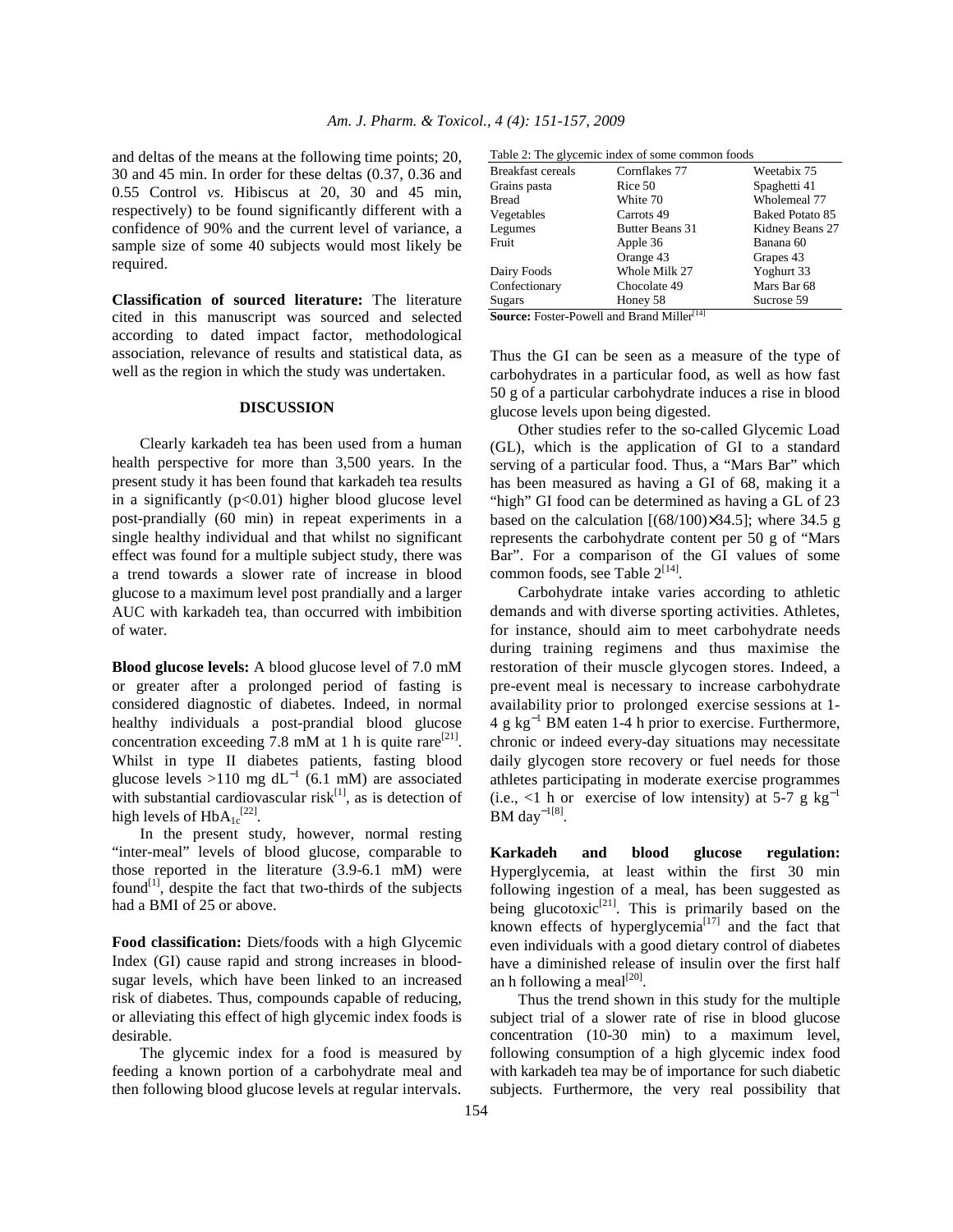and deltas of the means at the following time points; 20, 30 and 45 min. In order for these deltas (0.37, 0.36 and 0.55 Control *vs*. Hibiscus at 20, 30 and 45 min, respectively) to be found significantly different with a confidence of 90% and the current level of variance, a sample size of some 40 subjects would most likely be required.

**Classification of sourced literature:** The literature cited in this manuscript was sourced and selected according to dated impact factor, methodological association, relevance of results and statistical data, as well as the region in which the study was undertaken.

## DISCUSSION

Clearly karkadeh tea has been used from a human health perspective for more than 3,500 years. In the present study it has been found that karkadeh tea results in a significantly ($p<0.01$) higher blood glucose level post-prandially (60 min) in repeat experiments in a single healthy individual and that whilst no significant effect was found for a multiple subject study, there was a trend towards a slower rate of increase in blood glucose to a maximum level post prandially and a larger AUC with karkadeh tea, than occurred with imbibition of water.

**Blood glucose levels:** A blood glucose level of 7.0 mM or greater after a prolonged period of fasting is considered diagnostic of diabetes. Indeed, in normal healthy individuals a post-prandial blood glucose concentration exceeding 7.8 mM at 1 h is quite rare[21]. Whilst in type II diabetes patients, fasting blood glucose levels >110 mg $dL^{-1}$ (6.1 mM) are associated with substantial cardiovascular risk[1], as is detection of high levels of $HbA_{1c}$[22].

In the present study, however, normal resting "inter-meal" levels of blood glucose, comparable to those reported in the literature (3.9-6.1 mM) were found[1], despite the fact that two-thirds of the subjects had a BMI of 25 or above.

**Food classification:** Diets/foods with a high Glycemic Index (GI) cause rapid and strong increases in blood-sugar levels, which have been linked to an increased risk of diabetes. Thus, compounds capable of reducing, or alleviating this effect of high glycemic index foods is desirable.

The glycemic index for a food is measured by feeding a known portion of a carbohydrate meal and then following blood glucose levels at regular intervals.

Table 2: The glycemic index of some common foods

| | | |
|---|---|---|
| Breakfast cereals | Cornflakes 77 | Weetabix 75 |
| Grains pasta | Rice 50 | Spaghetti 41 |
| Bread | White 70 | Wholemeal 77 |
| Vegetables | Carrots 49 | Baked Potato 85 |
| Legumes | Butter Beans 31 | Kidney Beans 27 |
| Fruit | Apple 36 | Banana 60 |
| | Orange 43 | Grapes 43 |
| Dairy Foods | Whole Milk 27 | Yoghurt 33 |
| Confectionary | Chocolate 49 | Mars Bar 68 |
| Sugars | Honey 58 | Sucrose 59 |

**Source:** Foster-Powell and Brand Miller[14]

Thus the GI can be seen as a measure of the type of carbohydrates in a particular food, as well as how fast 50 g of a particular carbohydrate induces a rise in blood glucose levels upon being digested.

Other studies refer to the so-called Glycemic Load (GL), which is the application of GI to a standard serving of a particular food. Thus, a "Mars Bar" which has been measured as having a GI of 68, making it a "high" GI food can be determined as having a GL of 23 based on the calculation $[(68/100)\times34.5]$; where 34.5 g represents the carbohydrate content per 50 g of "Mars Bar". For a comparison of the GI values of some common foods, see Table 2[14].

Carbohydrate intake varies according to athletic demands and with diverse sporting activities. Athletes, for instance, should aim to meet carbohydrate needs during training regimens and thus maximise the restoration of their muscle glycogen stores. Indeed, a pre-event meal is necessary to increase carbohydrate availability prior to prolonged exercise sessions at 1-4 g $kg^{-1}$ BM eaten 1-4 h prior to exercise. Furthermore, chronic or indeed every-day situations may necessitate daily glycogen store recovery or fuel needs for those athletes participating in moderate exercise programmes (i.e., <1 h or exercise of low intensity) at 5-7 g $kg^{-1}$ BM $day^{-1}$[8].

**Karkadeh and blood glucose regulation:** Hyperglycemia, at least within the first 30 min following ingestion of a meal, has been suggested as being glucotoxic[21]. This is primarily based on the known effects of hyperglycemia[17] and the fact that even individuals with a good dietary control of diabetes have a diminished release of insulin over the first half an h following a meal[20].

Thus the trend shown in this study for the multiple subject trial of a slower rate of rise in blood glucose concentration (10-30 min) to a maximum level, following consumption of a high glycemic index food with karkadeh tea may be of importance for such diabetic subjects. Furthermore, the very real possibility that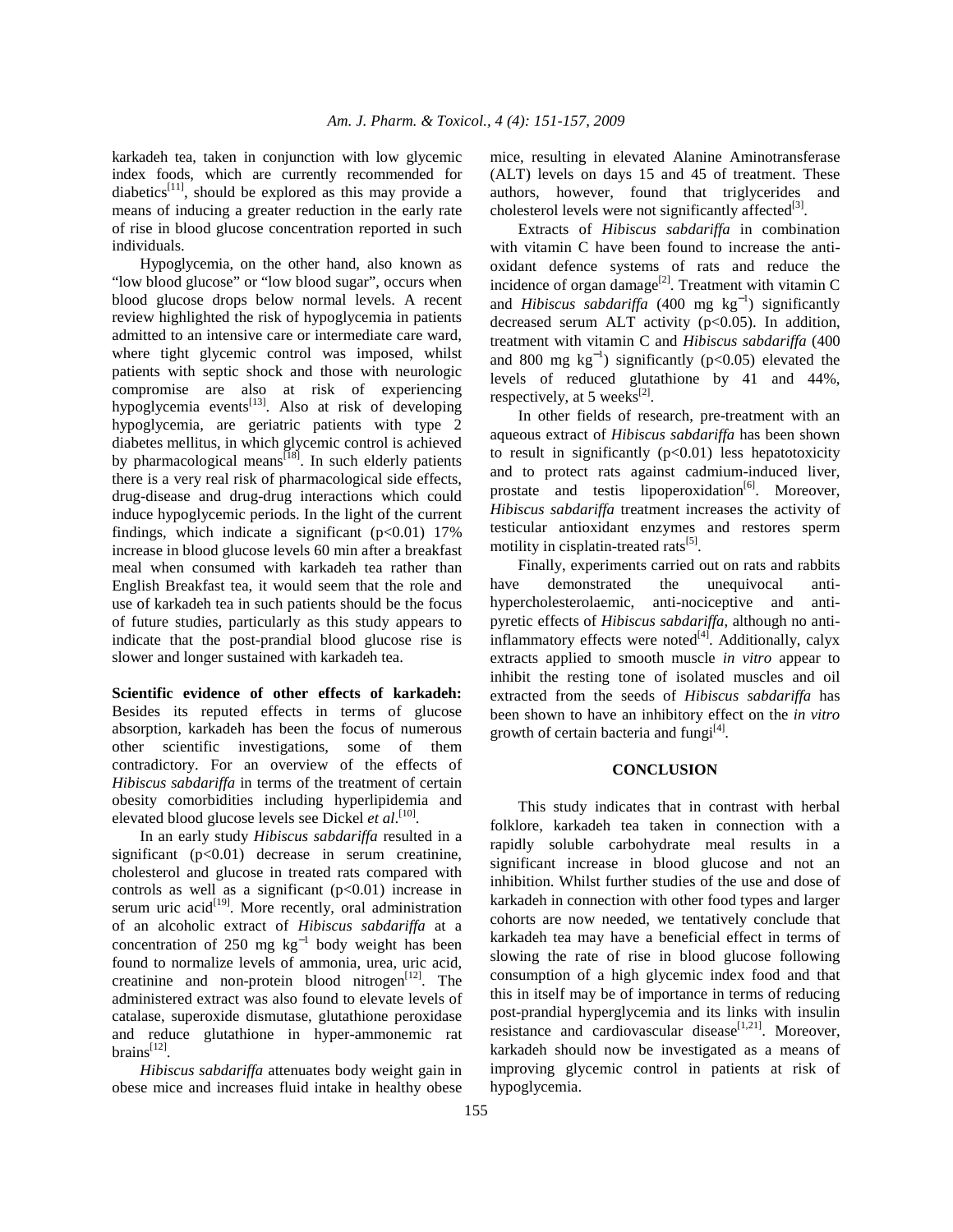karkadeh tea, taken in conjunction with low glycemic index foods, which are currently recommended for diabetics[11], should be explored as this may provide a means of inducing a greater reduction in the early rate of rise in blood glucose concentration reported in such individuals.

Hypoglycemia, on the other hand, also known as "low blood glucose" or "low blood sugar", occurs when blood glucose drops below normal levels. A recent review highlighted the risk of hypoglycemia in patients admitted to an intensive care or intermediate care ward, where tight glycemic control was imposed, whilst patients with septic shock and those with neurologic compromise are also at risk of experiencing hypoglycemia events[13]. Also at risk of developing hypoglycemia, are geriatric patients with type 2 diabetes mellitus, in which glycemic control is achieved by pharmacological means[18]. In such elderly patients there is a very real risk of pharmacological side effects, drug-disease and drug-drug interactions which could induce hypoglycemic periods. In the light of the current findings, which indicate a significant ($p<0.01$) 17% increase in blood glucose levels 60 min after a breakfast meal when consumed with karkadeh tea rather than English Breakfast tea, it would seem that the role and use of karkadeh tea in such patients should be the focus of future studies, particularly as this study appears to indicate that the post-prandial blood glucose rise is slower and longer sustained with karkadeh tea.

**Scientific evidence of other effects of karkadeh:** Besides its reputed effects in terms of glucose absorption, karkadeh has been the focus of numerous other scientific investigations, some of them contradictory. For an overview of the effects of *Hibiscus sabdariffa* in terms of the treatment of certain obesity comorbidities including hyperlipidemia and elevated blood glucose levels see Dickel *et al*.[10].

In an early study *Hibiscus sabdariffa* resulted in a significant ($p<0.01$) decrease in serum creatinine, cholesterol and glucose in treated rats compared with controls as well as a significant ($p<0.01$) increase in serum uric acid[19]. More recently, oral administration of an alcoholic extract of *Hibiscus sabdariffa* at a concentration of 250 mg $kg^{-1}$ body weight has been found to normalize levels of ammonia, urea, uric acid, creatinine and non-protein blood nitrogen[12]. The administered extract was also found to elevate levels of catalase, superoxide dismutase, glutathione peroxidase and reduce glutathione in hyper-ammonemic rat brains[12].

*Hibiscus sabdariffa* attenuates body weight gain in obese mice and increases fluid intake in healthy obese mice, resulting in elevated Alanine Aminotransferase (ALT) levels on days 15 and 45 of treatment. These authors, however, found that triglycerides and cholesterol levels were not significantly affected[3].

Extracts of *Hibiscus sabdariffa* in combination with vitamin C have been found to increase the anti-oxidant defence systems of rats and reduce the incidence of organ damage[2]. Treatment with vitamin C and *Hibiscus sabdariffa* (400 mg $kg^{-1}$) significantly decreased serum ALT activity ($p<0.05$). In addition, treatment with vitamin C and *Hibiscus sabdariffa* (400 and 800 mg $kg^{-1}$) significantly ($p<0.05$) elevated the levels of reduced glutathione by 41 and 44%, respectively, at 5 weeks[2].

In other fields of research, pre-treatment with an aqueous extract of *Hibiscus sabdariffa* has been shown to result in significantly ($p<0.01$) less hepatotoxicity and to protect rats against cadmium-induced liver, prostate and testis lipoperoxidation[6]. Moreover, *Hibiscus sabdariffa* treatment increases the activity of testicular antioxidant enzymes and restores sperm motility in cisplatin-treated rats[5].

Finally, experiments carried out on rats and rabbits have demonstrated the unequivocal anti-hypercholesterolaemic, anti-nociceptive and anti-pyretic effects of *Hibiscus sabdariffa*, although no anti-inflammatory effects were noted[4]. Additionally, calyx extracts applied to smooth muscle *in vitro* appear to inhibit the resting tone of isolated muscles and oil extracted from the seeds of *Hibiscus sabdariffa* has been shown to have an inhibitory effect on the *in vitro* growth of certain bacteria and fungi[4].

## CONCLUSION

This study indicates that in contrast with herbal folklore, karkadeh tea taken in connection with a rapidly soluble carbohydrate meal results in a significant increase in blood glucose and not an inhibition. Whilst further studies of the use and dose of karkadeh in connection with other food types and larger cohorts are now needed, we tentatively conclude that karkadeh tea may have a beneficial effect in terms of slowing the rate of rise in blood glucose following consumption of a high glycemic index food and that this in itself may be of importance in terms of reducing post-prandial hyperglycemia and its links with insulin resistance and cardiovascular disease[1,21]. Moreover, karkadeh should now be investigated as a means of improving glycemic control in patients at risk of hypoglycemia.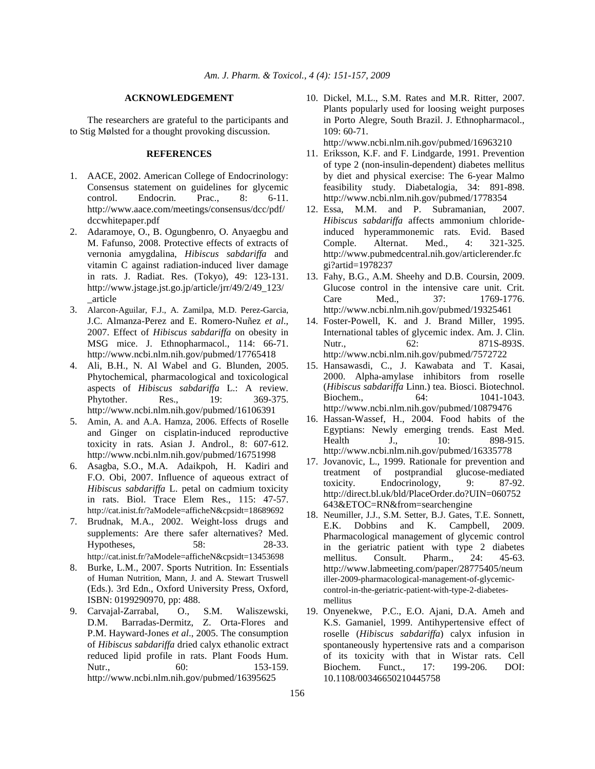## ACKNOWLEDGEMENT

The researchers are grateful to the participants and to Stig Mølsted for a thought provoking discussion.

## REFERENCES

1. AACE, 2002. American College of Endocrinology: Consensus statement on guidelines for glycemic control. Endocrin. Prac., 8: 6-11. http://www.aace.com/meetings/consensus/dcc/pdf/dccwhitepaper.pdf
2. Adaramoye, O., B. Ogungbenro, O. Anyaegbu and M. Fafunso, 2008. Protective effects of extracts of vernonia amygdalina, *Hibiscus sabdariffa* and vitamin C against radiation-induced liver damage in rats. J. Radiat. Res. (Tokyo), 49: 123-131. http://www.jstage.jst.go.jp/article/jrr/49/2/49_123/_article
3. Alarcon-Aguilar, F.J., A. Zamilpa, M.D. Perez-Garcia, J.C. Almanza-Perez and E. Romero-Nuñez *et al*., 2007. Effect of *Hibiscus sabdariffa* on obesity in MSG mice. J. Ethnopharmacol., 114: 66-71. http://www.ncbi.nlm.nih.gov/pubmed/17765418
4. Ali, B.H., N. Al Wabel and G. Blunden, 2005. Phytochemical, pharmacological and toxicological aspects of *Hibiscus sabdariffa* L.: A review. Phytother. Res., 19: 369-375. http://www.ncbi.nlm.nih.gov/pubmed/16106391
5. Amin, A. and A.A. Hamza, 2006. Effects of Roselle and Ginger on cisplatin-induced reproductive toxicity in rats. Asian J. Androl., 8: 607-612. http://www.ncbi.nlm.nih.gov/pubmed/16751998
6. Asagba, S.O., M.A. Adaikpoh, H. Kadiri and F.O. Obi, 2007. Influence of aqueous extract of *Hibiscus sabdariffa* L. petal on cadmium toxicity in rats. Biol. Trace Elem Res., 115: 47-57. http://cat.inist.fr/?aModele=afficheN&cpsidt=18689692
7. Brudnak, M.A., 2002. Weight-loss drugs and supplements: Are there safer alternatives? Med. Hypotheses, 58: 28-33. http://cat.inist.fr/?aModele=afficheN&cpsidt=13453698
8. Burke, L.M., 2007. Sports Nutrition. In: Essentials of Human Nutrition, Mann, J. and A. Stewart Truswell (Eds.). 3rd Edn., Oxford University Press, Oxford, ISBN: 0199290970, pp: 488.
9. Carvajal-Zarrabal, O., S.M. Waliszewski, D.M. Barradas-Dermitz, Z. Orta-Flores and P.M. Hayward-Jones *et al*., 2005. The consumption of *Hibiscus sabdariffa* dried calyx ethanolic extract reduced lipid profile in rats. Plant Foods Hum. Nutr., 60: 153-159. http://www.ncbi.nlm.nih.gov/pubmed/16395625
10. Dickel, M.L., S.M. Rates and M.R. Ritter, 2007. Plants popularly used for loosing weight purposes in Porto Alegre, South Brazil. J. Ethnopharmacol., 109: 60-71. http://www.ncbi.nlm.nih.gov/pubmed/16963210
11. Eriksson, K.F. and F. Lindgarde, 1991. Prevention of type 2 (non-insulin-dependent) diabetes mellitus by diet and physical exercise: The 6-year Malmo feasibility study. Diabetalogia, 34: 891-898. http://www.ncbi.nlm.nih.gov/pubmed/1778354
12. Essa, M.M. and P. Subramanian, 2007. *Hibiscus sabdariffa* affects ammonium chloride-induced hyperammonemic rats. Evid. Based Comple. Alternat. Med., 4: 321-325. http://www.pubmedcentral.nih.gov/articlerender.fcgi?artid=1978237
13. Fahy, B.G., A.M. Sheehy and D.B. Coursin, 2009. Glucose control in the intensive care unit. Crit. Care Med., 37: 1769-1776. http://www.ncbi.nlm.nih.gov/pubmed/19325461
14. Foster-Powell, K. and J. Brand Miller, 1995. International tables of glycemic index. Am. J. Clin. Nutr., 62: 871S-893S. http://www.ncbi.nlm.nih.gov/pubmed/7572722
15. Hansawasdi, C., J. Kawabata and T. Kasai, 2000. Alpha-amylase inhibitors from roselle (*Hibiscus sabdariffa* Linn.) tea. Biosci. Biotechnol. Biochem., 64: 1041-1043. http://www.ncbi.nlm.nih.gov/pubmed/10879476
16. Hassan-Wassef, H., 2004. Food habits of the Egyptians: Newly emerging trends. East Med. Health J., 10: 898-915. http://www.ncbi.nlm.nih.gov/pubmed/16335778
17. Jovanovic, L., 1999. Rationale for prevention and treatment of postprandial glucose-mediated toxicity. Endocrinology, 9: 87-92. http://direct.bl.uk/bld/PlaceOrder.do?UIN=060752643&ETOC=RN&from=searchengine
18. Neumiller, J.J., S.M. Setter, B.J. Gates, T.E. Sonnett, E.K. Dobbins and K. Campbell, 2009. Pharmacological management of glycemic control in the geriatric patient with type 2 diabetes mellitus. Consult. Pharm., 24: 45-63. http://www.labmeeting.com/paper/28775405/neumiller-2009-pharmacological-management-of-glycemic-control-in-the-geriatric-patient-with-type-2-diabetes-mellitus
19. Onyenekwe, P.C., E.O. Ajani, D.A. Ameh and K.S. Gamaniel, 1999. Antihypertensive effect of roselle (*Hibiscus sabdariffa*) calyx infusion in spontaneously hypertensive rats and a comparison of its toxicity with that in Wistar rats. Cell Biochem. Funct., 17: 199-206. DOI: 10.1108/00346650210445758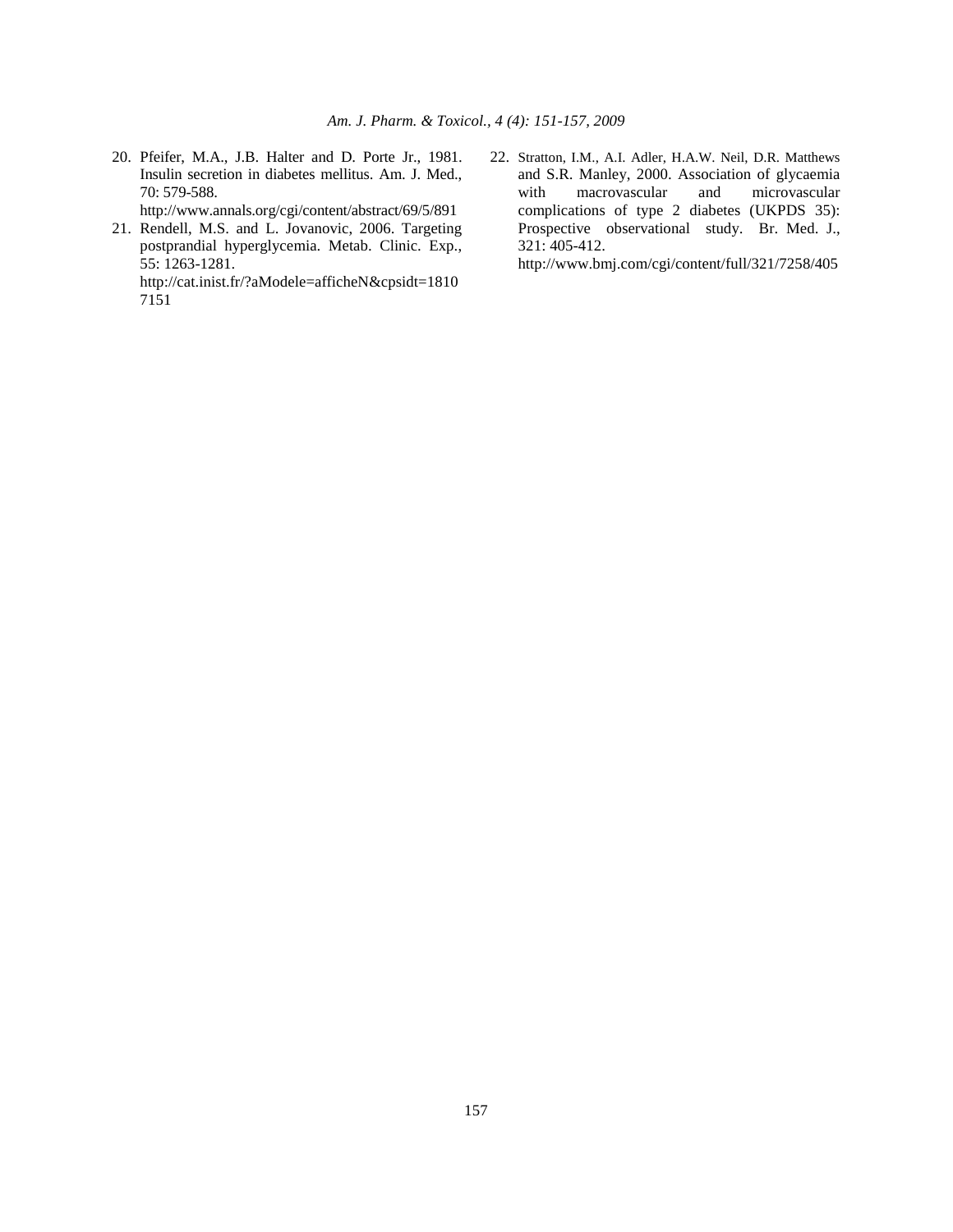20. Pfeifer, M.A., J.B. Halter and D. Porte Jr., 1981. Insulin secretion in diabetes mellitus. Am. J. Med., 70: 579-588. http://www.annals.org/cgi/content/abstract/69/5/891
21. Rendell, M.S. and L. Jovanovic, 2006. Targeting postprandial hyperglycemia. Metab. Clinic. Exp., 55: 1263-1281. http://cat.inist.fr/?aModele=afficheN&cpsidt=18107151
22. Stratton, I.M., A.I. Adler, H.A.W. Neil, D.R. Matthews and S.R. Manley, 2000. Association of glycaemia with macrovascular and microvascular complications of type 2 diabetes (UKPDS 35): Prospective observational study. Br. Med. J., 321: 405-412. http://www.bmj.com/cgi/content/full/321/7258/405